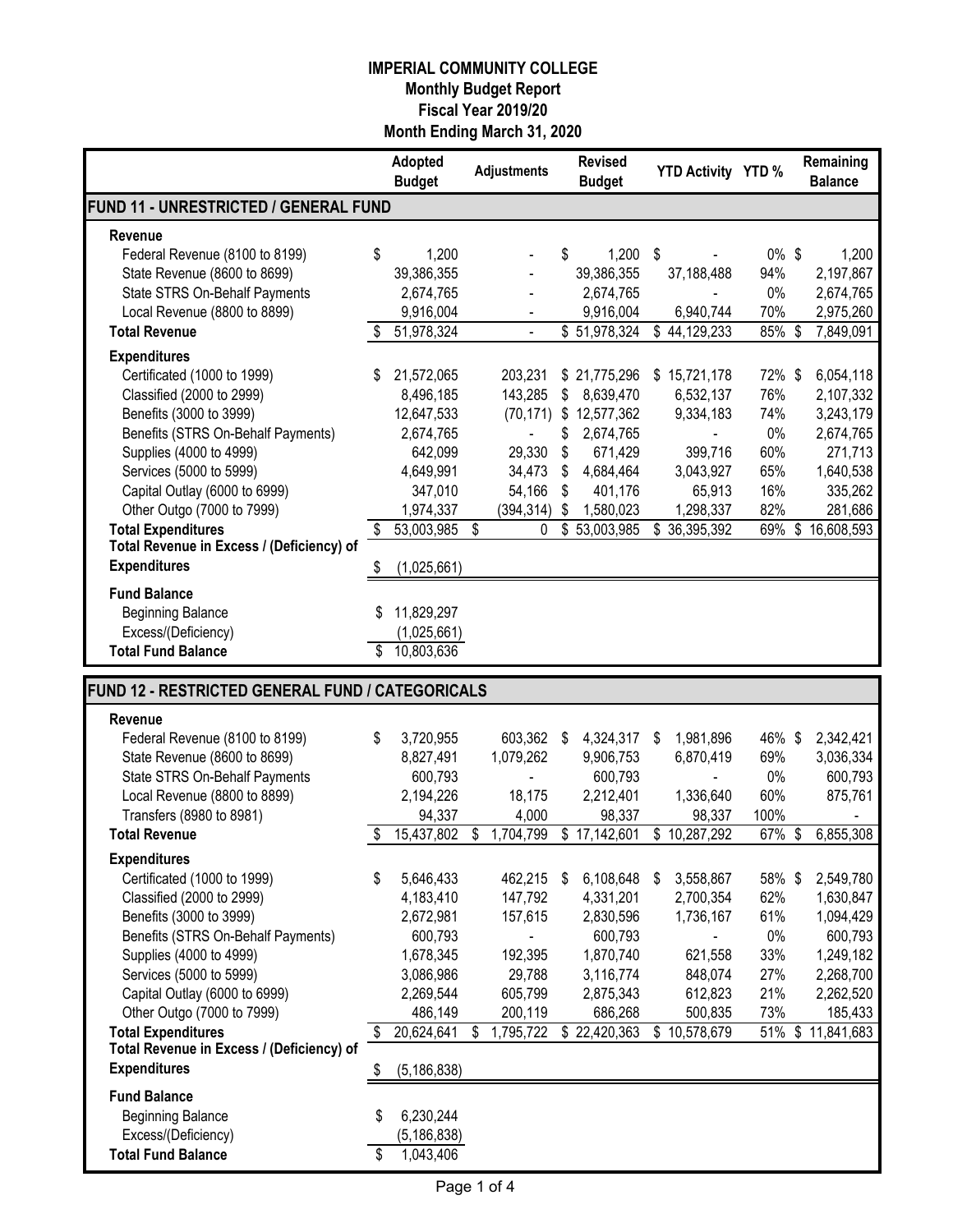# IMPERIAL COMMUNITY COLLEGE
## Monthly Budget Report
## Fiscal Year 2019/20
## Month Ending March 31, 2020

| | Adopted Budget | Adjustments | Revised Budget | YTD Activity | YTD % | Remaining Balance |
|---|---|---|---|---|---|---|
| **FUND 11 - UNRESTRICTED / GENERAL FUND** | | | | | | |
| **Revenue** | | | | | | |
| Federal Revenue (8100 to 8199) | $ 1,200 | - | $ 1,200 | $ - | 0% | $ 1,200 |
| State Revenue (8600 to 8699) | 39,386,355 | - | 39,386,355 | 37,188,488 | 94% | 2,197,867 |
| State STRS On-Behalf Payments | 2,674,765 | - | 2,674,765 | - | 0% | 2,674,765 |
| Local Revenue (8800 to 8899) | 9,916,004 | - | 9,916,004 | 6,940,744 | 70% | 2,975,260 |
| **Total Revenue** | $ 51,978,324 | - | $ 51,978,324 | $ 44,129,233 | 85% | $ 7,849,091 |
| **Expenditures** | | | | | | |
| Certificated (1000 to 1999) | $ 21,572,065 | 203,231 | $ 21,775,296 | $ 15,721,178 | 72% | $ 6,054,118 |
| Classified (2000 to 2999) | 8,496,185 | 143,285 | $ 8,639,470 | 6,532,137 | 76% | 2,107,332 |
| Benefits (3000 to 3999) | 12,647,533 | (70,171) | $ 12,577,362 | 9,334,183 | 74% | 3,243,179 |
| Benefits (STRS On-Behalf Payments) | 2,674,765 | - | $ 2,674,765 | - | 0% | 2,674,765 |
| Supplies (4000 to 4999) | 642,099 | 29,330 | $ 671,429 | 399,716 | 60% | 271,713 |
| Services (5000 to 5999) | 4,649,991 | 34,473 | $ 4,684,464 | 3,043,927 | 65% | 1,640,538 |
| Capital Outlay (6000 to 6999) | 347,010 | 54,166 | $ 401,176 | 65,913 | 16% | 335,262 |
| Other Outgo (7000 to 7999) | 1,974,337 | (394,314) | $ 1,580,023 | 1,298,337 | 82% | 281,686 |
| **Total Expenditures** | $ 53,003,985 | $ 0 | $ 53,003,985 | $ 36,395,392 | 69% | $ 16,608,593 |
| **Total Revenue in Excess / (Deficiency) of Expenditures** | $ (1,025,661) | | | | | |
| **Fund Balance** | | | | | | |
| Beginning Balance | $ 11,829,297 | | | | | |
| Excess/(Deficiency) | (1,025,661) | | | | | |
| **Total Fund Balance** | $ 10,803,636 | | | | | |

| | Adopted Budget | Adjustments | Revised Budget | YTD Activity | YTD % | Remaining Balance |
|---|---|---|---|---|---|---|
| **FUND 12 - RESTRICTED GENERAL FUND / CATEGORICALS** | | | | | | |
| **Revenue** | | | | | | |
| Federal Revenue (8100 to 8199) | $ 3,720,955 | 603,362 | $ 4,324,317 | $ 1,981,896 | 46% | $ 2,342,421 |
| State Revenue (8600 to 8699) | 8,827,491 | 1,079,262 | 9,906,753 | 6,870,419 | 69% | 3,036,334 |
| State STRS On-Behalf Payments | 600,793 | - | 600,793 | - | 0% | 600,793 |
| Local Revenue (8800 to 8899) | 2,194,226 | 18,175 | 2,212,401 | 1,336,640 | 60% | 875,761 |
| Transfers (8980 to 8981) | 94,337 | 4,000 | 98,337 | 98,337 | 100% | - |
| **Total Revenue** | $ 15,437,802 | $ 1,704,799 | $ 17,142,601 | $ 10,287,292 | 67% | $ 6,855,308 |
| **Expenditures** | | | | | | |
| Certificated (1000 to 1999) | $ 5,646,433 | 462,215 | $ 6,108,648 | $ 3,558,867 | 58% | $ 2,549,780 |
| Classified (2000 to 2999) | 4,183,410 | 147,792 | 4,331,201 | 2,700,354 | 62% | 1,630,847 |
| Benefits (3000 to 3999) | 2,672,981 | 157,615 | 2,830,596 | 1,736,167 | 61% | 1,094,429 |
| Benefits (STRS On-Behalf Payments) | 600,793 | - | 600,793 | - | 0% | 600,793 |
| Supplies (4000 to 4999) | 1,678,345 | 192,395 | 1,870,740 | 621,558 | 33% | 1,249,182 |
| Services (5000 to 5999) | 3,086,986 | 29,788 | 3,116,774 | 848,074 | 27% | 2,268,700 |
| Capital Outlay (6000 to 6999) | 2,269,544 | 605,799 | 2,875,343 | 612,823 | 21% | 2,262,520 |
| Other Outgo (7000 to 7999) | 486,149 | 200,119 | 686,268 | 500,835 | 73% | 185,433 |
| **Total Expenditures** | $ 20,624,641 | $ 1,795,722 | $ 22,420,363 | $ 10,578,679 | 51% | $ 11,841,683 |
| **Total Revenue in Excess / (Deficiency) of Expenditures** | $ (5,186,838) | | | | | |
| **Fund Balance** | | | | | | |
| Beginning Balance | $ 6,230,244 | | | | | |
| Excess/(Deficiency) | (5,186,838) | | | | | |
| **Total Fund Balance** | $ 1,043,406 | | | | | |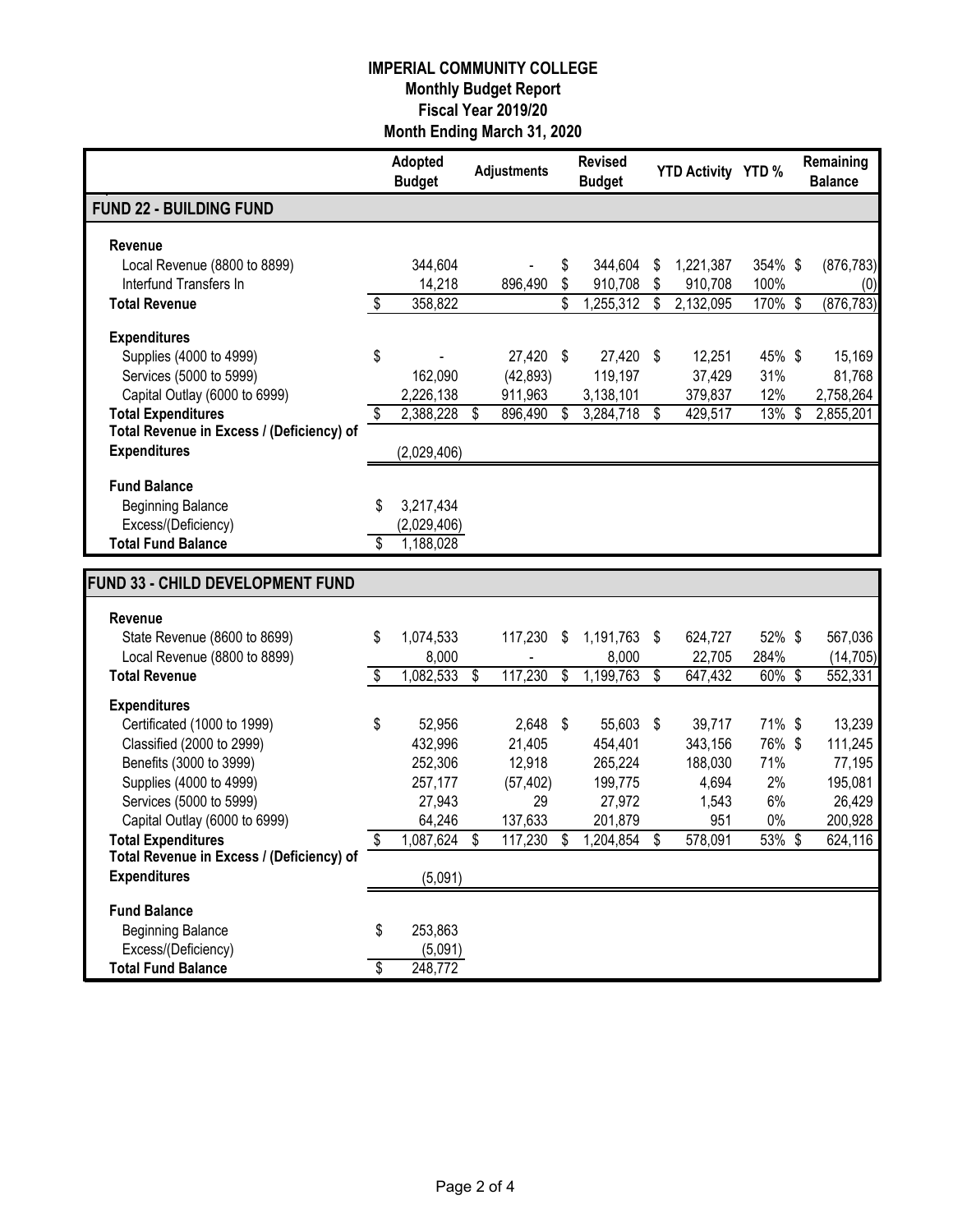**IMPERIAL COMMUNITY COLLEGE**
**Monthly Budget Report**
**Fiscal Year 2019/20**
**Month Ending March 31, 2020**

| | Adopted Budget | Adjustments | Revised Budget | YTD Activity | YTD % | Remaining Balance |
|---|---|---|---|---|---|---|
| **FUND 22 - BUILDING FUND** | | | | | | |
| **Revenue** | | | | | | |
| Local Revenue (8800 to 8899) | 344,604 | - | $ 344,604 | $ 1,221,387 | 354% | $ (876,783) |
| Interfund Transfers In | 14,218 | 896,490 | $ 910,708 | $ 910,708 | 100% | (0) |
| **Total Revenue** | $ 358,822 | | $ 1,255,312 | $ 2,132,095 | 170% | $ (876,783) |
| **Expenditures** | | | | | | |
| Supplies (4000 to 4999) | $ - | 27,420 | $ 27,420 | $ 12,251 | 45% | $ 15,169 |
| Services (5000 to 5999) | 162,090 | (42,893) | 119,197 | 37,429 | 31% | 81,768 |
| Capital Outlay (6000 to 6999) | 2,226,138 | 911,963 | 3,138,101 | 379,837 | 12% | 2,758,264 |
| **Total Expenditures** | $ 2,388,228 | $ 896,490 | $ 3,284,718 | $ 429,517 | 13% | $ 2,855,201 |
| **Total Revenue in Excess / (Deficiency) of Expenditures** | (2,029,406) | | | | | |
| **Fund Balance** | | | | | | |
| Beginning Balance | $ 3,217,434 | | | | | |
| Excess/(Deficiency) | (2,029,406) | | | | | |
| **Total Fund Balance** | $ 1,188,028 | | | | | |

| | Adopted Budget | Adjustments | Revised Budget | YTD Activity | YTD % | Remaining Balance |
|---|---|---|---|---|---|---|
| **FUND 33 - CHILD DEVELOPMENT FUND** | | | | | | |
| **Revenue** | | | | | | |
| State Revenue (8600 to 8699) | $ 1,074,533 | 117,230 | $ 1,191,763 | $ 624,727 | 52% | $ 567,036 |
| Local Revenue (8800 to 8899) | 8,000 | - | 8,000 | 22,705 | 284% | (14,705) |
| **Total Revenue** | $ 1,082,533 | $ 117,230 | $ 1,199,763 | $ 647,432 | 60% | $ 552,331 |
| **Expenditures** | | | | | | |
| Certificated (1000 to 1999) | $ 52,956 | 2,648 | $ 55,603 | $ 39,717 | 71% | $ 13,239 |
| Classified (2000 to 2999) | 432,996 | 21,405 | 454,401 | 343,156 | 76% | $ 111,245 |
| Benefits (3000 to 3999) | 252,306 | 12,918 | 265,224 | 188,030 | 71% | 77,195 |
| Supplies (4000 to 4999) | 257,177 | (57,402) | 199,775 | 4,694 | 2% | 195,081 |
| Services (5000 to 5999) | 27,943 | 29 | 27,972 | 1,543 | 6% | 26,429 |
| Capital Outlay (6000 to 6999) | 64,246 | 137,633 | 201,879 | 951 | 0% | 200,928 |
| **Total Expenditures** | $ 1,087,624 | $ 117,230 | $ 1,204,854 | $ 578,091 | 53% | $ 624,116 |
| **Total Revenue in Excess / (Deficiency) of Expenditures** | (5,091) | | | | | |
| **Fund Balance** | | | | | | |
| Beginning Balance | $ 253,863 | | | | | |
| Excess/(Deficiency) | (5,091) | | | | | |
| **Total Fund Balance** | $ 248,772 | | | | | |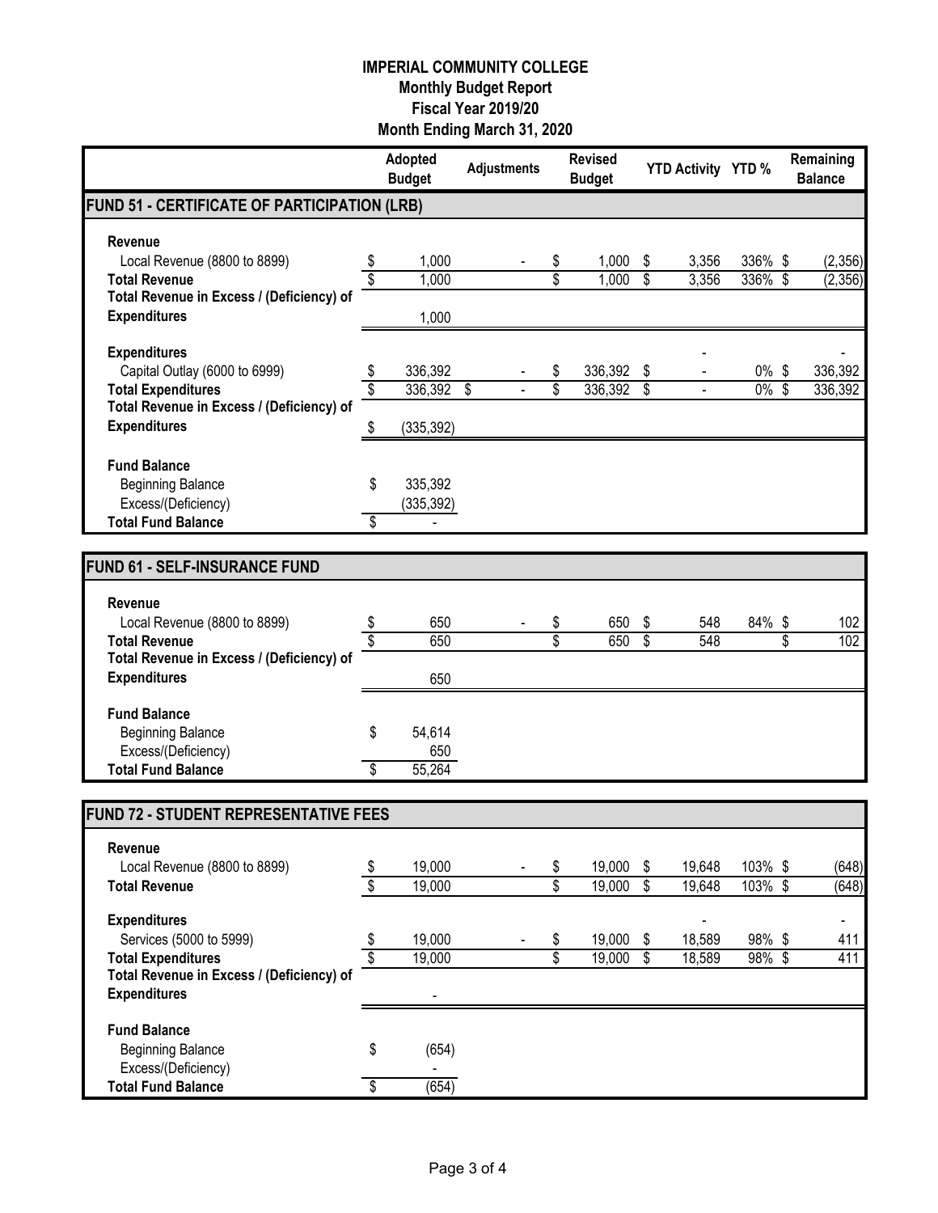# IMPERIAL COMMUNITY COLLEGE
## Monthly Budget Report
## Fiscal Year 2019/20
## Month Ending March 31, 2020

| | Adopted Budget | Adjustments | Revised Budget | YTD Activity | YTD % | Remaining Balance |
|---|---|---|---|---|---|---|
| **FUND 51 - CERTIFICATE OF PARTICIPATION (LRB)** | | | | | | |
| **Revenue** | | | | | | |
| Local Revenue (8800 to 8899) | $ 1,000 | - | $ 1,000 | $ 3,356 | 336% | $ (2,356) |
| **Total Revenue** | $ 1,000 | | $ 1,000 | $ 3,356 | 336% | $ (2,356) |
| **Total Revenue in Excess / (Deficiency) of Expenditures** | 1,000 | | | | | |
| **Expenditures** | | | | - | | - |
| Capital Outlay (6000 to 6999) | $ 336,392 | - | $ 336,392 | $ - | 0% | $ 336,392 |
| **Total Expenditures** | $ 336,392 | $ - | $ 336,392 | $ - | 0% | $ 336,392 |
| **Total Revenue in Excess / (Deficiency) of Expenditures** | $ (335,392) | | | | | |
| **Fund Balance** | | | | | | |
| Beginning Balance | $ 335,392 | | | | | |
| Excess/(Deficiency) | (335,392) | | | | | |
| **Total Fund Balance** | $ - | | | | | |

| | Adopted Budget | Adjustments | Revised Budget | YTD Activity | YTD % | Remaining Balance |
|---|---|---|---|---|---|---|
| **FUND 61 - SELF-INSURANCE FUND** | | | | | | |
| **Revenue** | | | | | | |
| Local Revenue (8800 to 8899) | $ 650 | - | $ 650 | $ 548 | 84% | $ 102 |
| **Total Revenue** | $ 650 | | $ 650 | $ 548 | | $ 102 |
| **Total Revenue in Excess / (Deficiency) of Expenditures** | 650 | | | | | |
| **Fund Balance** | | | | | | |
| Beginning Balance | $ 54,614 | | | | | |
| Excess/(Deficiency) | 650 | | | | | |
| **Total Fund Balance** | $ 55,264 | | | | | |

| | Adopted Budget | Adjustments | Revised Budget | YTD Activity | YTD % | Remaining Balance |
|---|---|---|---|---|---|---|
| **FUND 72 - STUDENT REPRESENTATIVE FEES** | | | | | | |
| **Revenue** | | | | | | |
| Local Revenue (8800 to 8899) | $ 19,000 | - | $ 19,000 | $ 19,648 | 103% | $ (648) |
| **Total Revenue** | $ 19,000 | | $ 19,000 | $ 19,648 | 103% | $ (648) |
| **Expenditures** | | | | - | | - |
| Services (5000 to 5999) | $ 19,000 | - | $ 19,000 | $ 18,589 | 98% | $ 411 |
| **Total Expenditures** | $ 19,000 | | $ 19,000 | $ 18,589 | 98% | $ 411 |
| **Total Revenue in Excess / (Deficiency) of Expenditures** | - | | | | | |
| **Fund Balance** | | | | | | |
| Beginning Balance | $ (654) | | | | | |
| Excess/(Deficiency) | - | | | | | |
| **Total Fund Balance** | $ (654) | | | | | |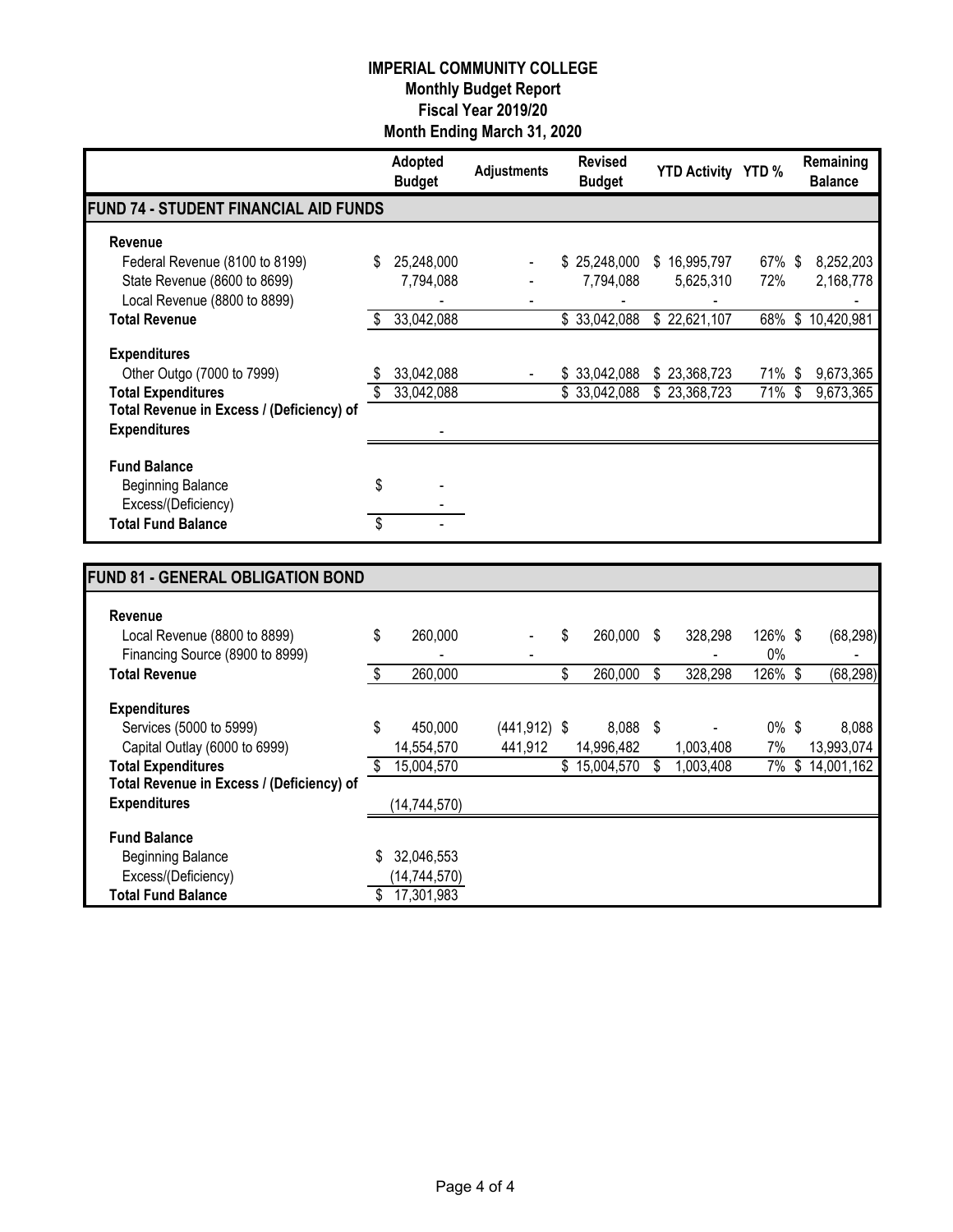# IMPERIAL COMMUNITY COLLEGE
## Monthly Budget Report
## Fiscal Year 2019/20
## Month Ending March 31, 2020

| | Adopted Budget | Adjustments | Revised Budget | YTD Activity | YTD % | Remaining Balance |
|---|---|---|---|---|---|---|
| **FUND 74 - STUDENT FINANCIAL AID FUNDS** | | | | | | |
| **Revenue** | | | | | | |
| Federal Revenue (8100 to 8199) | $ 25,248,000 | - | $ 25,248,000 | $ 16,995,797 | 67% | $ 8,252,203 |
| State Revenue (8600 to 8699) | 7,794,088 | - | 7,794,088 | 5,625,310 | 72% | 2,168,778 |
| Local Revenue (8800 to 8899) | - | - | - | - | | - |
| **Total Revenue** | $ 33,042,088 | | $ 33,042,088 | $ 22,621,107 | 68% | $ 10,420,981 |
| **Expenditures** | | | | | | |
| Other Outgo (7000 to 7999) | $ 33,042,088 | - | $ 33,042,088 | $ 23,368,723 | 71% | $ 9,673,365 |
| **Total Expenditures** | $ 33,042,088 | | $ 33,042,088 | $ 23,368,723 | 71% | $ 9,673,365 |
| **Total Revenue in Excess / (Deficiency) of Expenditures** | - | | | | | |
| **Fund Balance** | | | | | | |
| Beginning Balance | $ - | | | | | |
| Excess/(Deficiency) | - | | | | | |
| **Total Fund Balance** | $ - | | | | | |

| | Adopted Budget | Adjustments | Revised Budget | YTD Activity | YTD % | Remaining Balance |
|---|---|---|---|---|---|---|
| **FUND 81 - GENERAL OBLIGATION BOND** | | | | | | |
| **Revenue** | | | | | | |
| Local Revenue (8800 to 8899) | $ 260,000 | - | $ 260,000 | $ 328,298 | 126% | $ (68,298) |
| Financing Source (8900 to 8999) | - | - | | - | 0% | - |
| **Total Revenue** | $ 260,000 | | $ 260,000 | $ 328,298 | 126% | $ (68,298) |
| **Expenditures** | | | | | | |
| Services (5000 to 5999) | $ 450,000 | (441,912) | $ 8,088 | $ - | 0% | $ 8,088 |
| Capital Outlay (6000 to 6999) | 14,554,570 | 441,912 | 14,996,482 | 1,003,408 | 7% | 13,993,074 |
| **Total Expenditures** | $ 15,004,570 | | $ 15,004,570 | $ 1,003,408 | 7% | $ 14,001,162 |
| **Total Revenue in Excess / (Deficiency) of Expenditures** | (14,744,570) | | | | | |
| **Fund Balance** | | | | | | |
| Beginning Balance | $ 32,046,553 | | | | | |
| Excess/(Deficiency) | (14,744,570) | | | | | |
| **Total Fund Balance** | $ 17,301,983 | | | | | |